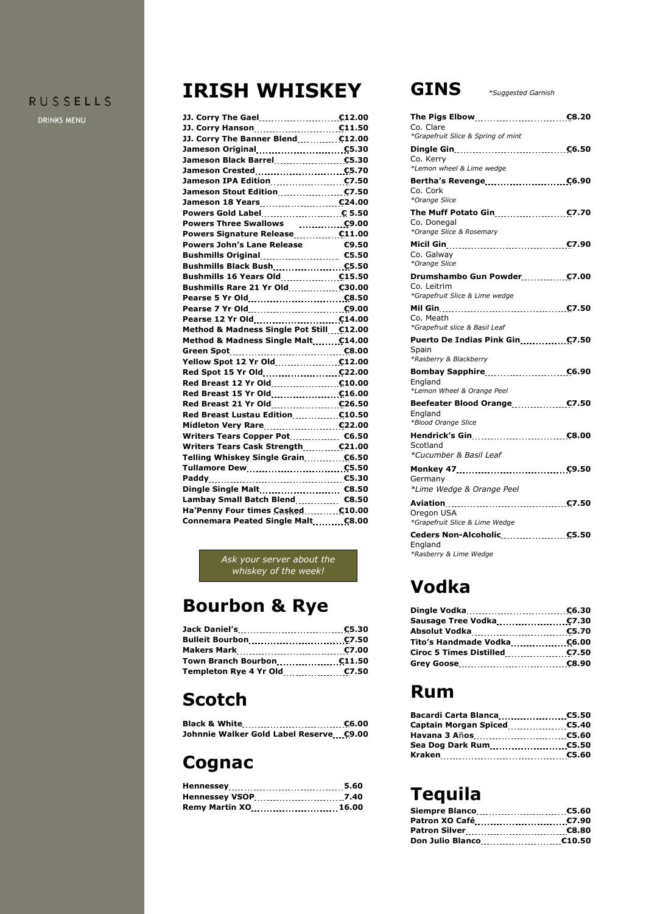RUSSELLS

DRINKS MENU

# IRISH WHISKEY

| Whiskey | Price |
|---|---|
| JJ. Corry The Gael | €12.00 |
| JJ. Corry Hanson | €11.50 |
| JJ. Corry The Banner Blend | €12.00 |
| Jameson Original | €5.30 |
| Jameson Black Barrel | €5.30 |
| Jameson Crested | €5.70 |
| Jameson IPA Edition | €7.50 |
| Jameson Stout Edition | €7.50 |
| Jameson 18 Years | €24.00 |
| Powers Gold Label | € 5.50 |
| Powers Three Swallows | €9.00 |
| Powers Signature Release | €11.00 |
| Powers John's Lane Release | €9.50 |
| Bushmills Original | €5.50 |
| Bushmills Black Bush | €5.50 |
| Bushmills 16 Years Old | €15.50 |
| Bushmills Rare 21 Yr Old | €30.00 |
| Pearse 5 Yr Old | €8.50 |
| Pearse 7 Yr Old | €9.00 |
| Pearse 12 Yr Old | €14.00 |
| Method & Madness Single Pot Still | €12.00 |
| Method & Madness Single Malt | €14.00 |
| Green Spot | €8.00 |
| Yellow Spot 12 Yr Old | €12.00 |
| Red Spot 15 Yr Old | €22.00 |
| Red Breast 12 Yr Old | €10.00 |
| Red Breast 15 Yr Old | €16.00 |
| Red Breast 21 Yr Old | €26.50 |
| Red Breast Lustau Edition | €10.50 |
| Midleton Very Rare | €22.00 |
| Writers Tears Copper Pot | €6.50 |
| Writers Tears Cask Strength | €21.00 |
| Telling Whiskey Single Grain | €6.50 |
| Tullamore Dew | €5.50 |
| Paddy | €5.30 |
| Dingle Single Malt | €8.50 |
| Lambay Small Batch Blend | €8.50 |
| Ha'Penny Four times Casked | €10.00 |
| Connemara Peated Single Malt | €8.00 |

*Ask your server about the whiskey of the week!*

# Bourbon & Rye

| Bourbon & Rye | Price |
|---|---|
| Jack Daniel's | €5.30 |
| Bulleit Bourbon | €7.50 |
| Makers Mark | €7.00 |
| Town Branch Bourbon | €11.50 |
| Templeton Rye 4 Yr Old | €7.50 |

# Scotch

| Scotch | Price |
|---|---|
| Black & White | €6.00 |
| Johnnie Walker Gold Label Reserve | €9.00 |

# Cognac

| Cognac | Price |
|---|---|
| Hennessey | 5.60 |
| Hennessey VSOP | 7.40 |
| Remy Martin XO | 16.00 |

# GINS

*\*Suggested Garnish*

**The Pigs Elbow** — €8.20
Co. Clare
*\*Grapefruit Slice & Spring of mint*

**Dingle Gin** — €6.50
Co. Kerry
*\*Lemon wheel & Lime wedge*

**Bertha's Revenge** — €6.90
Co. Cork
*\*Orange Slice*

**The Muff Potato Gin** — €7.70
Co. Donegal
*\*Orange Slice & Rosemary*

**Micil Gin** — €7.90
Co. Galway
*\*Orange Slice*

**Drumshambo Gun Powder** — €7.00
Co. Leitrim
*\*Grapefruit Slice & Lime wedge*

**Mil Gin** — €7.50
Co. Meath
*\*Grapefruit slice & Basil Leaf*

**Puerto De Indias Pink Gin** — €7.50
Spain
*\*Rasberry & Blackberry*

**Bombay Sapphire** — €6.90
England
*\*Lemon Wheel & Orange Peel*

**Beefeater Blood Orange** — €7.50
England
*\*Blood Orange Slice*

**Hendrick's Gin** — €8.00
Scotland
*\*Cucumber & Basil Leaf*

**Monkey 47** — €9.50
Germany
*\*Lime Wedge & Orange Peel*

**Aviation** — €7.50
Oregon USA
*\*Grapefruit Slice & Lime Wedge*

**Ceders Non-Alcoholic** — €5.50
England
*\*Rasberry & Lime Wedge*

# Vodka

| Vodka | Price |
|---|---|
| Dingle Vodka | €6.30 |
| Sausage Tree Vodka | €7.30 |
| Absolut Vodka | €5.70 |
| Tito's Handmade Vodka | €6.00 |
| Ciroc 5 Times Distilled | €7.50 |
| Grey Goose | €8.90 |

# Rum

| Rum | Price |
|---|---|
| Bacardi Carta Blanca | €5.50 |
| Captain Morgan Spiced | €5.40 |
| Havana 3 Años | €5.60 |
| Sea Dog Dark Rum | €5.50 |
| Kraken | €5.60 |

# Tequila

| Tequila | Price |
|---|---|
| Siempre Blanco | €5.60 |
| Patron XO Café | €7.90 |
| Patron Silver | €8.80 |
| Don Julio Blanco | €10.50 |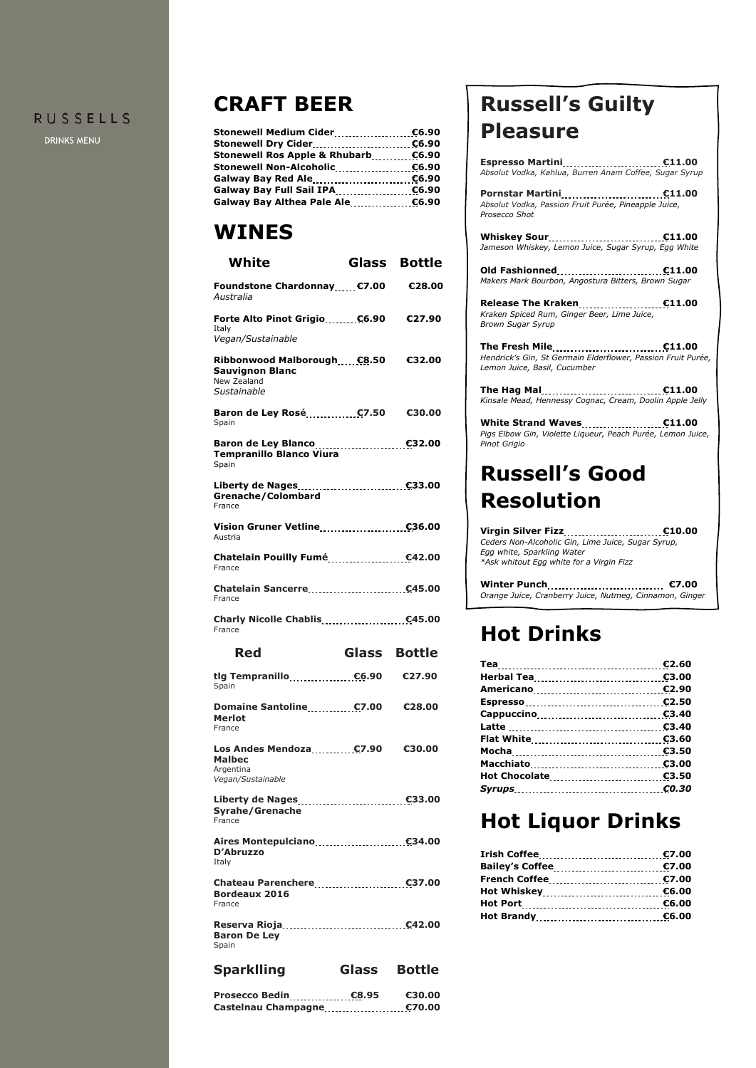RUSSELLS

DRINKS MENU

# CRAFT BEER

| | |
|---|---|
| **Stonewell Medium Cider** | **€6.90** |
| **Stonewell Dry Cider** | **€6.90** |
| **Stonewell Ros Apple & Rhubarb** | **€6.90** |
| **Stonewell Non-Alcoholic** | **€6.90** |
| **Galway Bay Red Ale** | **€6.90** |
| **Galway Bay Full Sail IPA** | **€6.90** |
| **Galway Bay Althea Pale Ale** | **€6.90** |

# WINES

| White | Glass | Bottle |
|---|---|---|
| **Foundstone Chardonnay**<br>*Australia* | **€7.00** | **€28.00** |
| **Forte Alto Pinot Grigio**<br>Italy<br>*Vegan/Sustainable* | **€6.90** | **€27.90** |
| **Ribbonwood Malborough Sauvignon Blanc**<br>New Zealand<br>*Sustainable* | **€8.50** | **€32.00** |
| **Baron de Ley Rosé**<br>Spain | **€7.50** | **€30.00** |
| **Baron de Ley Blanco Tempranillo Blanco Viura**<br>Spain | | **€32.00** |
| **Liberty de Nages Grenache/Colombard**<br>France | | **€33.00** |
| **Vision Gruner Vetline**<br>Austria | | **€36.00** |
| **Chatelain Pouilly Fumé**<br>France | | **€42.00** |
| **Chatelain Sancerre**<br>France | | **€45.00** |
| **Charly Nicolle Chablis**<br>France | | **€45.00** |

| Red | Glass | Bottle |
|---|---|---|
| **tlg Tempranillo**<br>Spain | **€6.90** | **€27.90** |
| **Domaine Santoline Merlot**<br>France | **€7.00** | **€28.00** |
| **Los Andes Mendoza Malbec**<br>Argentina<br>*Vegan/Sustainable* | **€7.90** | **€30.00** |
| **Liberty de Nages Syrahe/Grenache**<br>France | | **€33.00** |
| **Aires Montepulciano D'Abruzzo**<br>Italy | | **€34.00** |
| **Chateau Parenchere Bordeaux 2016**<br>France | | **€37.00** |
| **Reserva Rioja Baron De Ley**<br>Spain | | **€42.00** |

| Sparklling | Glass | Bottle |
|---|---|---|
| **Prosecco Bedin** | **€8.95** | **€30.00** |
| **Castelnau Champagne** | | **€70.00** |

# Russell's Guilty Pleasure

**Espresso Martini** **€11.00**
*Absolut Vodka, Kahlua, Burren Anam Coffee, Sugar Syrup*

**Pornstar Martini** **€11.00**
*Absolut Vodka, Passion Fruit Purée, Pineapple Juice, Prosecco Shot*

**Whiskey Sour** **€11.00**
*Jameson Whiskey, Lemon Juice, Sugar Syrup, Egg White*

**Old Fashionned** **€11.00**
*Makers Mark Bourbon, Angostura Bitters, Brown Sugar*

**Release The Kraken** **€11.00**
*Kraken Spiced Rum, Ginger Beer, Lime Juice, Brown Sugar Syrup*

**The Fresh Mile** **€11.00**
*Hendrick's Gin, St Germain Elderflower, Passion Fruit Purée, Lemon Juice, Basil, Cucumber*

**The Hag Mal** **€11.00**
*Kinsale Mead, Hennessy Cognac, Cream, Doolin Apple Jelly*

**White Strand Waves** **€11.00**
*Pigs Elbow Gin, Violette Liqueur, Peach Purée, Lemon Juice, Pinot Grigio*

# Russell's Good Resolution

**Virgin Silver Fizz** **€10.00**
*Ceders Non-Alcoholic Gin, Lime Juice, Sugar Syrup, Egg white, Sparkling Water*
*\*Ask whitout Egg white for a Virgin Fizz*

**Winter Punch** **€7.00**
*Orange Juice, Cranberry Juice, Nutmeg, Cinnamon, Ginger*

# Hot Drinks

| | |
|---|---|
| **Tea** | **€2.60** |
| **Herbal Tea** | **€3.00** |
| **Americano** | **€2.90** |
| **Espresso** | **€2.50** |
| **Cappuccino** | **€3.40** |
| **Latte** | **€3.40** |
| **Flat White** | **€3.60** |
| **Mocha** | **€3.50** |
| **Macchiato** | **€3.00** |
| **Hot Chocolate** | **€3.50** |
| ***Syrups*** | ***€0.30*** |

# Hot Liquor Drinks

| | |
|---|---|
| **Irish Coffee** | **€7.00** |
| **Bailey's Coffee** | **€7.00** |
| **French Coffee** | **€7.00** |
| **Hot Whiskey** | **€6.00** |
| **Hot Port** | **€6.00** |
| **Hot Brandy** | **€6.00** |